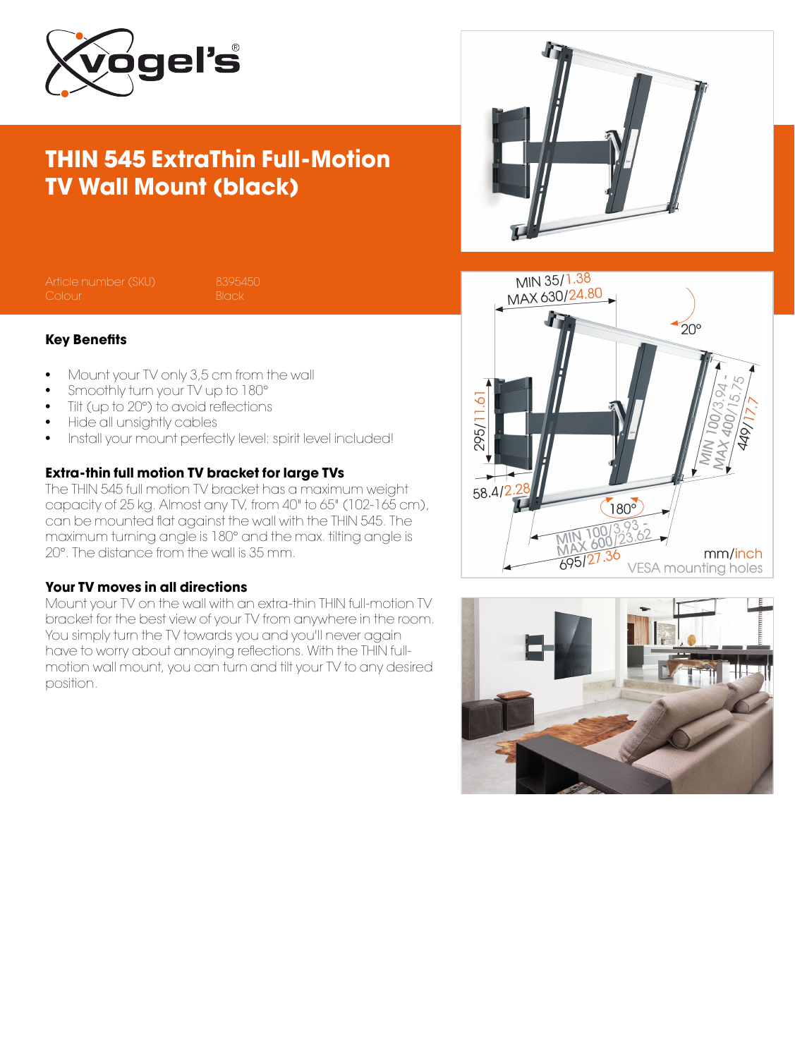# THIN 545 ExtraThin Full-Motion TV Wall Mount (black)

| | |
|---|---|
| Article number (SKU) | 8395450 |
| Colour | Black |

### Key Benefits

- Mount your TV only 3,5 cm from the wall
- Smoothly turn your TV up to 180°
- Tilt (up to 20°) to avoid reflections
- Hide all unsightly cables
- Install your mount perfectly level: spirit level included!

### Extra-thin full motion TV bracket for large TVs

The THIN 545 full motion TV bracket has a maximum weight capacity of 25 kg. Almost any TV, from 40" to 65" (102-165 cm), can be mounted flat against the wall with the THIN 545. The maximum turning angle is 180° and the max. tilting angle is 20°. The distance from the wall is 35 mm.

### Your TV moves in all directions

Mount your TV on the wall with an extra-thin THIN full-motion TV bracket for the best view of your TV from anywhere in the room. You simply turn the TV towards you and you'll never again have to worry about annoying reflections. With the THIN full-motion wall mount, you can turn and tilt your TV to any desired position.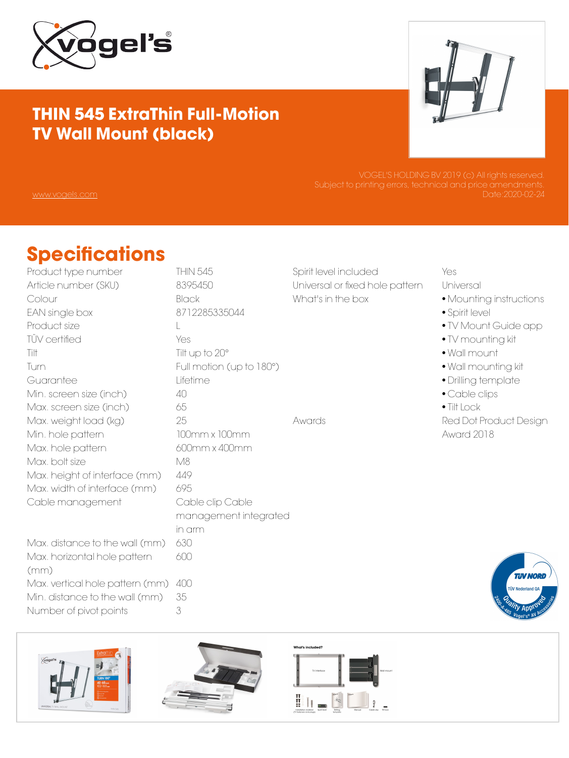# THIN 545 ExtraThin Full-Motion TV Wall Mount (black)

www.vogels.com

VOGEL'S HOLDING BV 2019 (c) All rights reserved. Subject to printing errors, technical and price amendments. Date:2020-02-24

## Specifications

| | |
|---|---|
| Product type number | THIN 545 |
| Article number (SKU) | 8395450 |
| Colour | Black |
| EAN single box | 8712285335044 |
| Product size | L |
| TÜV certified | Yes |
| Tilt | Tilt up to 20° |
| Turn | Full motion (up to 180°) |
| Guarantee | Lifetime |
| Min. screen size (inch) | 40 |
| Max. screen size (inch) | 65 |
| Max. weight load (kg) | 25 |
| Min. hole pattern | 100mm x 100mm |
| Max. hole pattern | 600mm x 400mm |
| Max. bolt size | M8 |
| Max. height of interface (mm) | 449 |
| Max. width of interface (mm) | 695 |
| Cable management | Cable clip Cable management integrated in arm |
| Max. distance to the wall (mm) | 630 |
| Max. horizontal hole pattern (mm) | 600 |
| Max. vertical hole pattern (mm) | 400 |
| Min. distance to the wall (mm) | 35 |
| Number of pivot points | 3 |
| Spirit level included | Yes |
| Universal or fixed hole pattern | Universal |
| What's in the box | • Mounting instructions<br>• Spirit level<br>• TV Mount Guide app<br>• TV mounting kit<br>• Wall mount<br>• Wall mounting kit<br>• Drilling template<br>• Cable clips<br>• Tilt Lock |
| Awards | Red Dot Product Design Award 2018 |